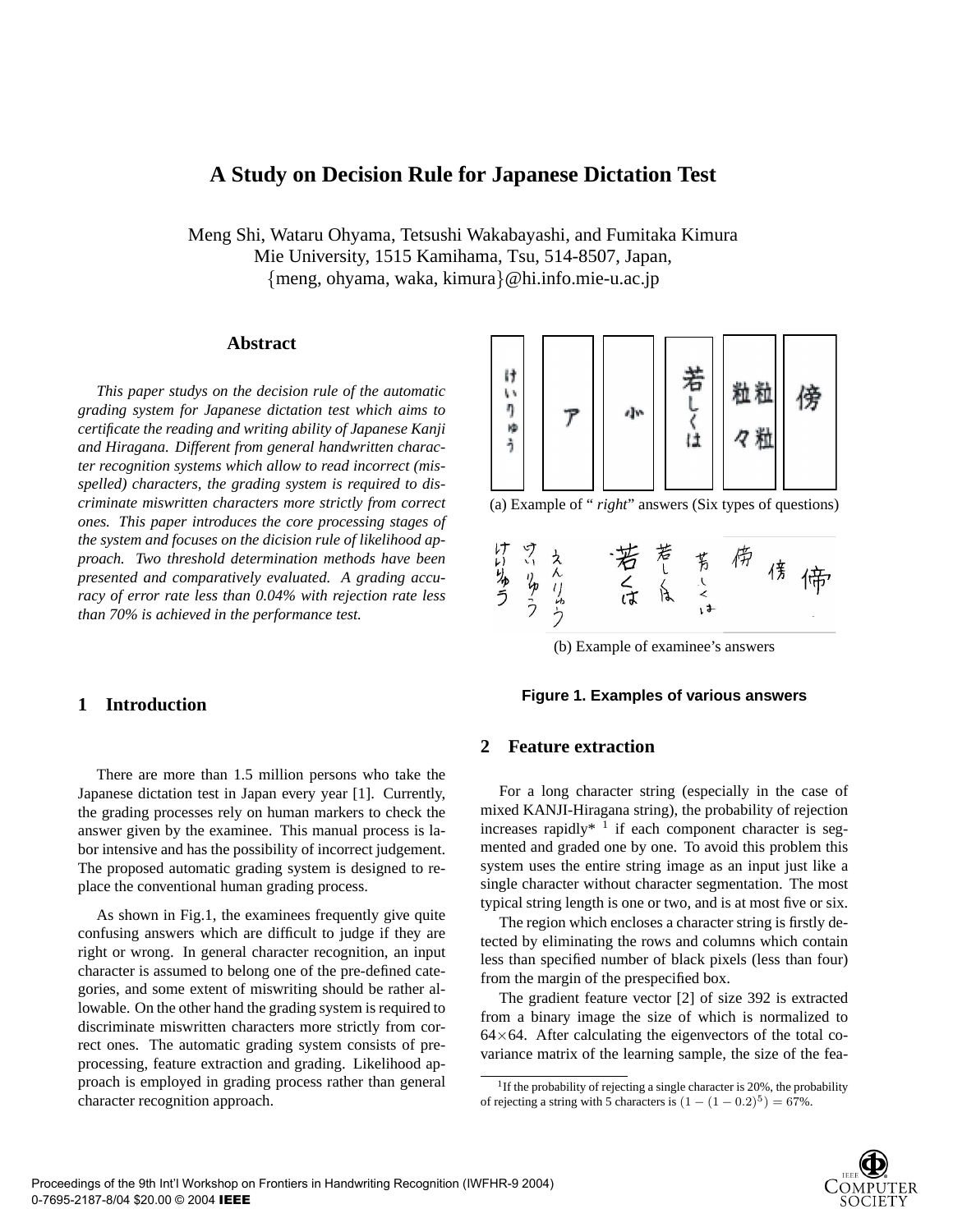# A Study on Decision Rule for Japanese Dictation Test

Meng Shi, Wataru Ohyama, Tetsushi Wakabayashi, and Fumitaka Kimura
Mie University, 1515 Kamihama, Tsu, 514-8507, Japan,
{meng, ohyama, waka, kimura}@hi.info.mie-u.ac.jp

## Abstract

*This paper studys on the decision rule of the automatic grading system for Japanese dictation test which aims to certificate the reading and writing ability of Japanese Kanji and Hiragana. Different from general handwritten character recognition systems which allow to read incorrect (misspelled) characters, the grading system is required to discriminate miswritten characters more strictly from correct ones. This paper introduces the core processing stages of the system and focuses on the dicision rule of likelihood approach. Two threshold determination methods have been presented and comparatively evaluated. A grading accuracy of error rate less than 0.04% with rejection rate less than 70% is achieved in the performance test.*

## 1 Introduction

There are more than 1.5 million persons who take the Japanese dictation test in Japan every year [1]. Currently, the grading processes rely on human markers to check the answer given by the examinee. This manual process is labor intensive and has the possibility of incorrect judgement. The proposed automatic grading system is designed to replace the conventional human grading process.

As shown in Fig.1, the examinees frequently give quite confusing answers which are difficult to judge if they are right or wrong. In general character recognition, an input character is assumed to belong one of the pre-defined categories, and some extent of miswriting should be rather allowable. On the other hand the grading system is required to discriminate miswritten characters more strictly from correct ones. The automatic grading system consists of preprocessing, feature extraction and grading. Likelihood approach is employed in grading process rather than general character recognition approach.

(a) Example of "*right*" answers (Six types of questions)

(b) Example of examinee's answers

**Figure 1. Examples of various answers**

## 2 Feature extraction

For a long character string (especially in the case of mixed KANJI-Hiragana string), the probability of rejection increases rapidly* [1] if each component character is segmented and graded one by one. To avoid this problem this system uses the entire string image as an input just like a single character without character segmentation. The most typical string length is one or two, and is at most five or six.

The region which encloses a character string is firstly detected by eliminating the rows and columns which contain less than specified number of black pixels (less than four) from the margin of the prespecified box.

The gradient feature vector [2] of size 392 is extracted from a binary image the size of which is normalized to $64 \times 64$. After calculating the eigenvectors of the total covariance matrix of the learning sample, the size of the fea-

[1] If the probability of rejecting a single character is 20%, the probability of rejecting a string with 5 characters is $(1 - (1 - 0.2)^5) = 67\%$.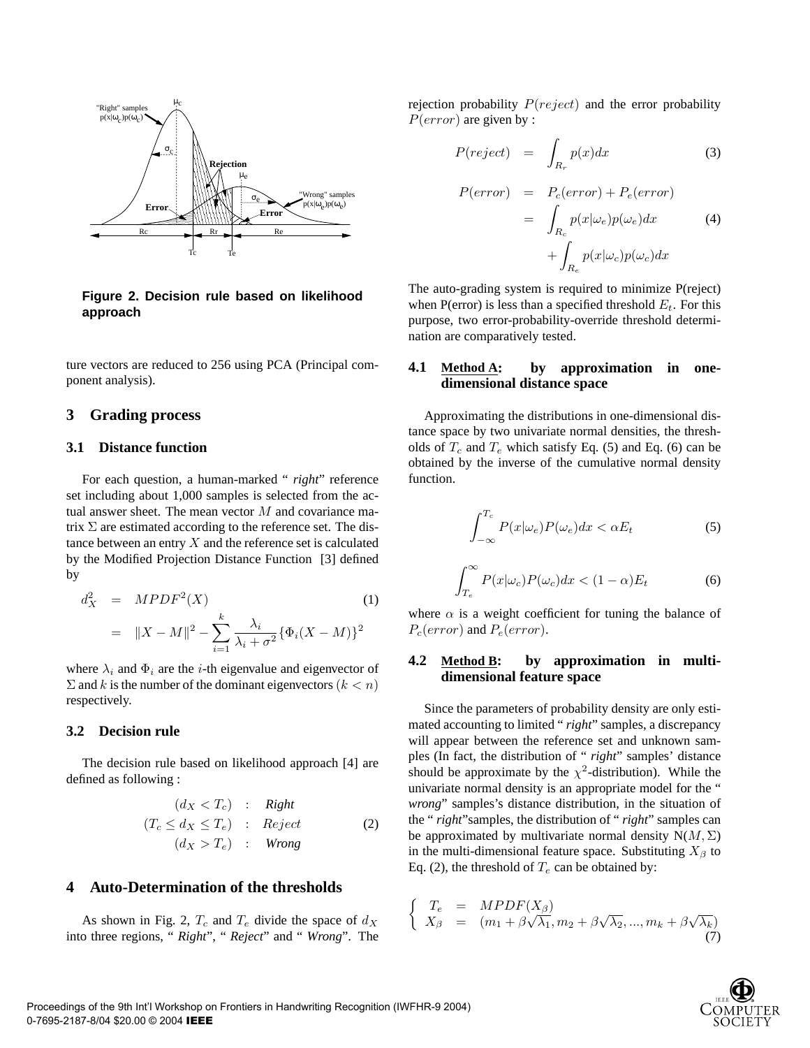**Figure 2. Decision rule based on likelihood approach**

ture vectors are reduced to 256 using PCA (Principal component analysis).

## 3 Grading process

### 3.1 Distance function

For each question, a human-marked " *right*" reference set including about 1,000 samples is selected from the actual answer sheet. The mean vector $M$ and covariance matrix $\Sigma$ are estimated according to the reference set. The distance between an entry $X$ and the reference set is calculated by the Modified Projection Distance Function [3] defined by

$$
\begin{aligned}
d_X^2 &= MPDF^2(X) \qquad (1)\\
&= \|X - M\|^2 - \sum_{i=1}^{k} \frac{\lambda_i}{\lambda_i + \sigma^2} \{\Phi_i(X - M)\}^2
\end{aligned}
$$

where $\lambda_i$ and $\Phi_i$ are the $i$-th eigenvalue and eigenvector of $\Sigma$ and $k$ is the number of the dominant eigenvectors $(k < n)$ respectively.

### 3.2 Decision rule

The decision rule based on likelihood approach [4] are defined as following :

$$
\begin{aligned}
(d_X < T_c) &\quad : \quad \textit{Right}\\
(T_c \leq d_X \leq T_e) &\quad : \quad Reject \qquad (2)\\
(d_X > T_e) &\quad : \quad \textit{Wrong}
\end{aligned}
$$

## 4 Auto-Determination of the thresholds

As shown in Fig. 2, $T_c$ and $T_e$ divide the space of $d_X$ into three regions, " *Right*", " *Reject*" and " *Wrong*". The rejection probability $P(reject)$ and the error probability $P(error)$ are given by :

$$
P(reject) = \int_{R_r} p(x)dx \qquad (3)
$$

$$
\begin{aligned}
P(error) &= P_c(error) + P_e(error)\\
&= \int_{R_c} p(x|\omega_e)p(\omega_e)dx \qquad (4)\\
&\quad + \int_{R_e} p(x|\omega_c)p(\omega_c)dx
\end{aligned}
$$

The auto-grading system is required to minimize P(reject) when P(error) is less than a specified threshold $E_t$. For this purpose, two error-probability-override threshold determination are comparatively tested.

### 4.1 Method A: by approximation in one-dimensional distance space

Approximating the distributions in one-dimensional distance space by two univariate normal densities, the thresholds of $T_c$ and $T_e$ which satisfy Eq. (5) and Eq. (6) can be obtained by the inverse of the cumulative normal density function.

$$
\int_{-\infty}^{T_c} P(x|\omega_e)P(\omega_e)dx < \alpha E_t \qquad (5)
$$

$$
\int_{T_e}^{\infty} P(x|\omega_c)P(\omega_c)dx < (1-\alpha)E_t \qquad (6)
$$

where $\alpha$ is a weight coefficient for tuning the balance of $P_c(error)$ and $P_e(error)$.

### 4.2 Method B: by approximation in multi-dimensional feature space

Since the parameters of probability density are only estimated accounting to limited " *right*" samples, a discrepancy will appear between the reference set and unknown samples (In fact, the distribution of " *right*" samples' distance should be approximate by the $\chi^2$-distribution). While the univariate normal density is an appropriate model for the " *wrong*" samples's distance distribution, in the situation of the " *right*"samples, the distribution of " *right*" samples can be approximated by multivariate normal density $N(M, \Sigma)$ in the multi-dimensional feature space. Substituting $X_\beta$ to Eq. (2), the threshold of $T_e$ can be obtained by:

$$
\begin{cases}
T_e = MPDF(X_\beta)\\
X_\beta = (m_1 + \beta\sqrt{\lambda_1}, m_2 + \beta\sqrt{\lambda_2}, ..., m_k + \beta\sqrt{\lambda_k})
\end{cases} \qquad (7)
$$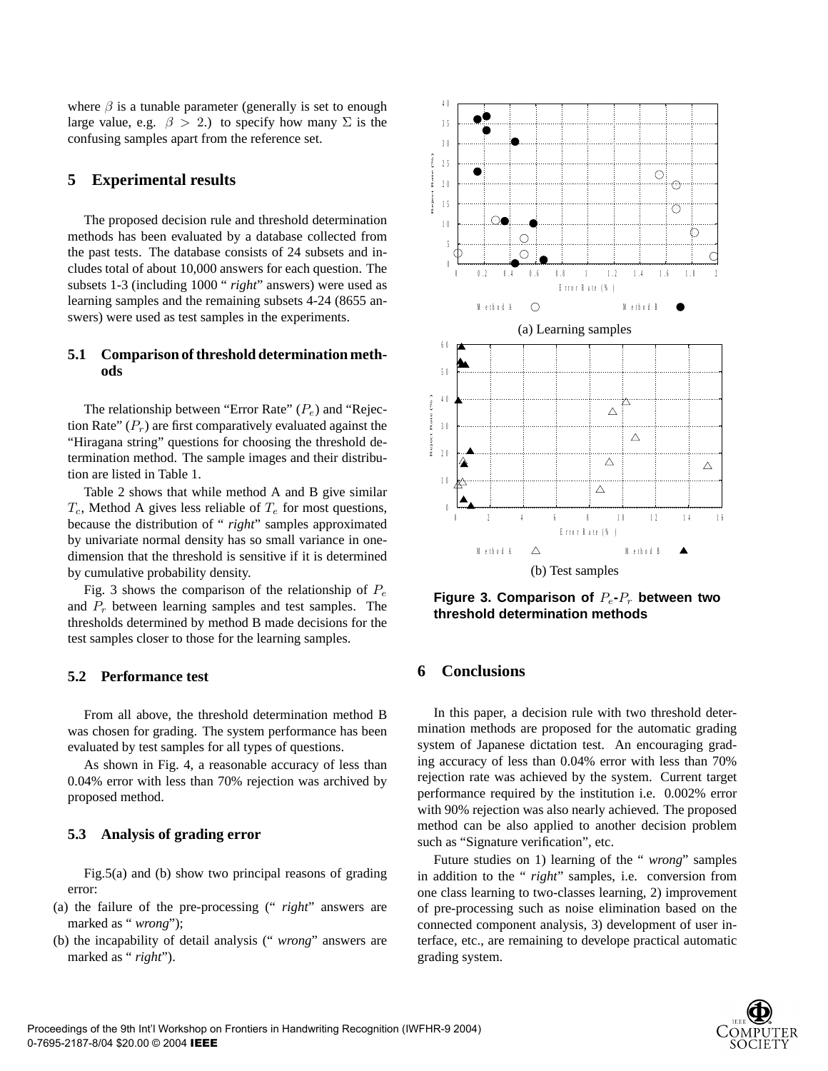where $\beta$ is a tunable parameter (generally is set to enough large value, e.g. $\beta > 2$.) to specify how many $\Sigma$ is the confusing samples apart from the reference set.

## 5 Experimental results

The proposed decision rule and threshold determination methods has been evaluated by a database collected from the past tests. The database consists of 24 subsets and includes total of about 10,000 answers for each question. The subsets 1-3 (including 1000 " *right*" answers) were used as learning samples and the remaining subsets 4-24 (8655 answers) were used as test samples in the experiments.

### 5.1 Comparison of threshold determination methods

The relationship between "Error Rate" ($P_e$) and "Rejection Rate" ($P_r$) are first comparatively evaluated against the "Hiragana string" questions for choosing the threshold determination method. The sample images and their distribution are listed in Table 1.

Table 2 shows that while method A and B give similar $T_c$, Method A gives less reliable of $T_e$ for most questions, because the distribution of " *right*" samples approximated by univariate normal density has so small variance in one-dimension that the threshold is sensitive if it is determined by cumulative probability density.

Fig. 3 shows the comparison of the relationship of $P_e$ and $P_r$ between learning samples and test samples. The thresholds determined by method B made decisions for the test samples closer to those for the learning samples.

### 5.2 Performance test

From all above, the threshold determination method B was chosen for grading. The system performance has been evaluated by test samples for all types of questions.

As shown in Fig. 4, a reasonable accuracy of less than 0.04% error with less than 70% rejection was archived by proposed method.

### 5.3 Analysis of grading error

Fig.5(a) and (b) show two principal reasons of grading error:

(a) the failure of the pre-processing (" *right*" answers are marked as " *wrong*");

(b) the incapability of detail analysis (" *wrong*" answers are marked as " *right*").

(a) Learning samples

(b) Test samples

**Figure 3. Comparison of $P_e$-$P_r$ between two threshold determination methods**

## 6 Conclusions

In this paper, a decision rule with two threshold determination methods are proposed for the automatic grading system of Japanese dictation test. An encouraging grading accuracy of less than 0.04% error with less than 70% rejection rate was achieved by the system. Current target performance required by the institution i.e. 0.002% error with 90% rejection was also nearly achieved. The proposed method can be also applied to another decision problem such as "Signature verification", etc.

Future studies on 1) learning of the " *wrong*" samples in addition to the " *right*" samples, i.e. conversion from one class learning to two-classes learning, 2) improvement of pre-processing such as noise elimination based on the connected component analysis, 3) development of user interface, etc., are remaining to develope practical automatic grading system.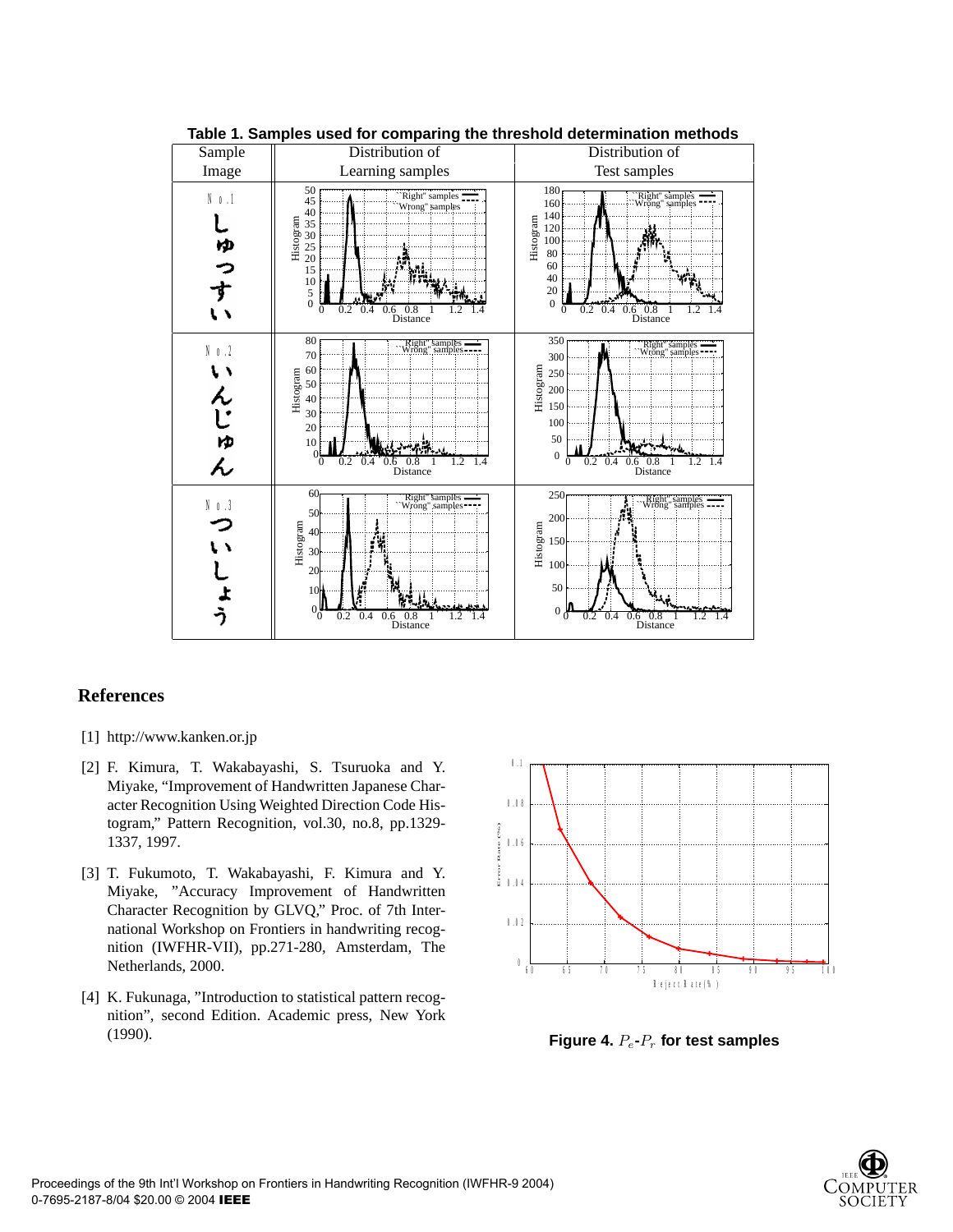**Table 1. Samples used for comparing the threshold determination methods**

| Sample Image | Distribution of Learning samples | Distribution of Test samples |
|---|---|---|
| No.1 しゅっすい | | |
| No.2 いんじゅん | | |
| No.3 ついしょう | | |

## References

[1] http://www.kanken.or.jp

[2] F. Kimura, T. Wakabayashi, S. Tsuruoka and Y. Miyake, "Improvement of Handwritten Japanese Character Recognition Using Weighted Direction Code Histogram," Pattern Recognition, vol.30, no.8, pp.1329-1337, 1997.

[3] T. Fukumoto, T. Wakabayashi, F. Kimura and Y. Miyake, "Accuracy Improvement of Handwritten Character Recognition by GLVQ," Proc. of 7th International Workshop on Frontiers in handwriting recognition (IWFHR-VII), pp.271-280, Amsterdam, The Netherlands, 2000.

[4] K. Fukunaga, "Introduction to statistical pattern recognition", second Edition. Academic press, New York (1990).

**Figure 4.** $P_e$-$P_r$ **for test samples**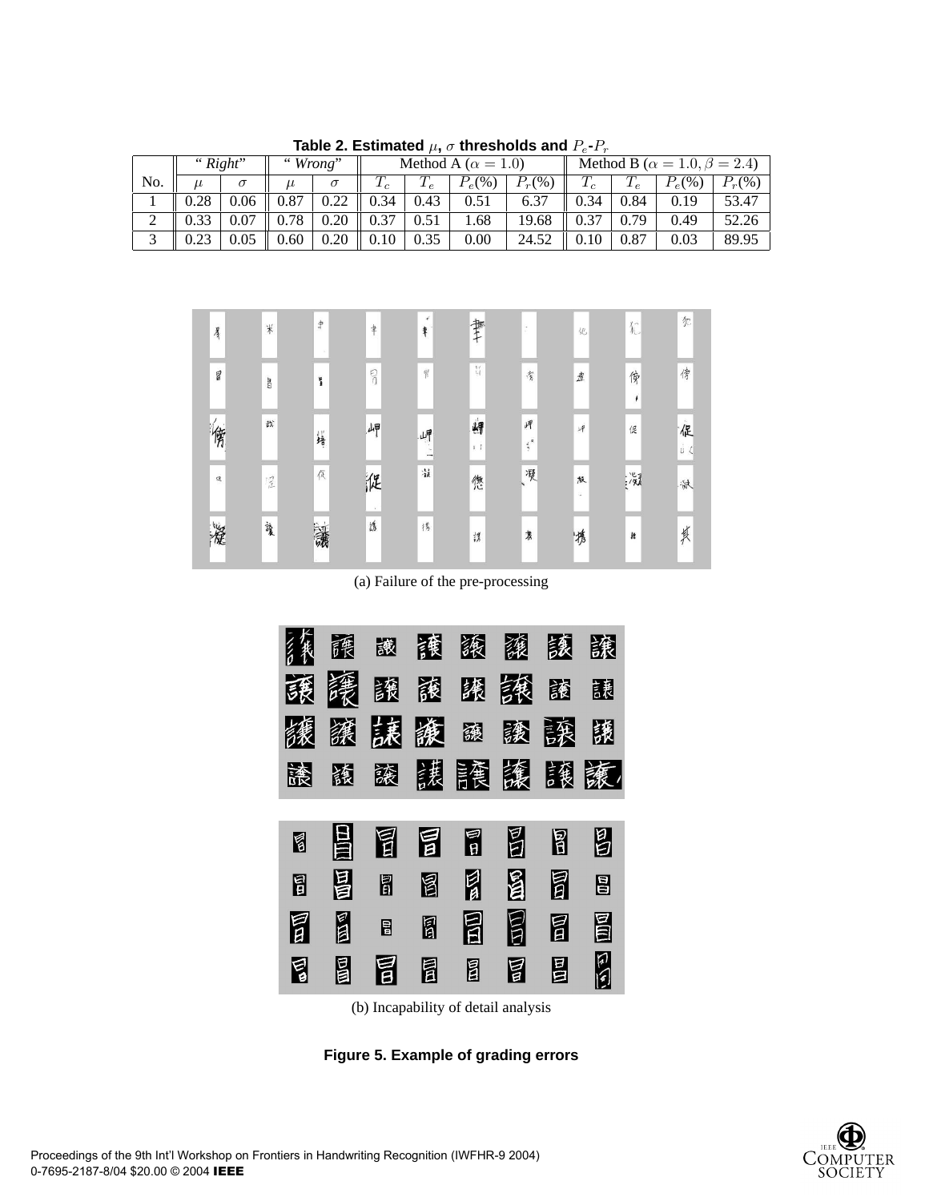**Table 2. Estimated $\mu$, $\sigma$ thresholds and $P_e$-$P_r$**

| No. | " *Right*" | | " *Wrong*" | | Method A ($\alpha = 1.0$) | | | | Method B ($\alpha = 1.0, \beta = 2.4$) | | | |
|---|---|---|---|---|---|---|---|---|---|---|---|---|
| | $\mu$ | $\sigma$ | $\mu$ | $\sigma$ | $T_c$ | $T_e$ | $P_e$(%) | $P_r$(%) | $T_c$ | $T_e$ | $P_e$(%) | $P_r$(%) |
| 1 | 0.28 | 0.06 | 0.87 | 0.22 | 0.34 | 0.43 | 0.51 | 6.37 | 0.34 | 0.84 | 0.19 | 53.47 |
| 2 | 0.33 | 0.07 | 0.78 | 0.20 | 0.37 | 0.51 | 1.68 | 19.68 | 0.37 | 0.79 | 0.49 | 52.26 |
| 3 | 0.23 | 0.05 | 0.60 | 0.20 | 0.10 | 0.35 | 0.00 | 24.52 | 0.10 | 0.87 | 0.03 | 89.95 |

(a) Failure of the pre-processing

(b) Incapability of detail analysis

**Figure 5. Example of grading errors**